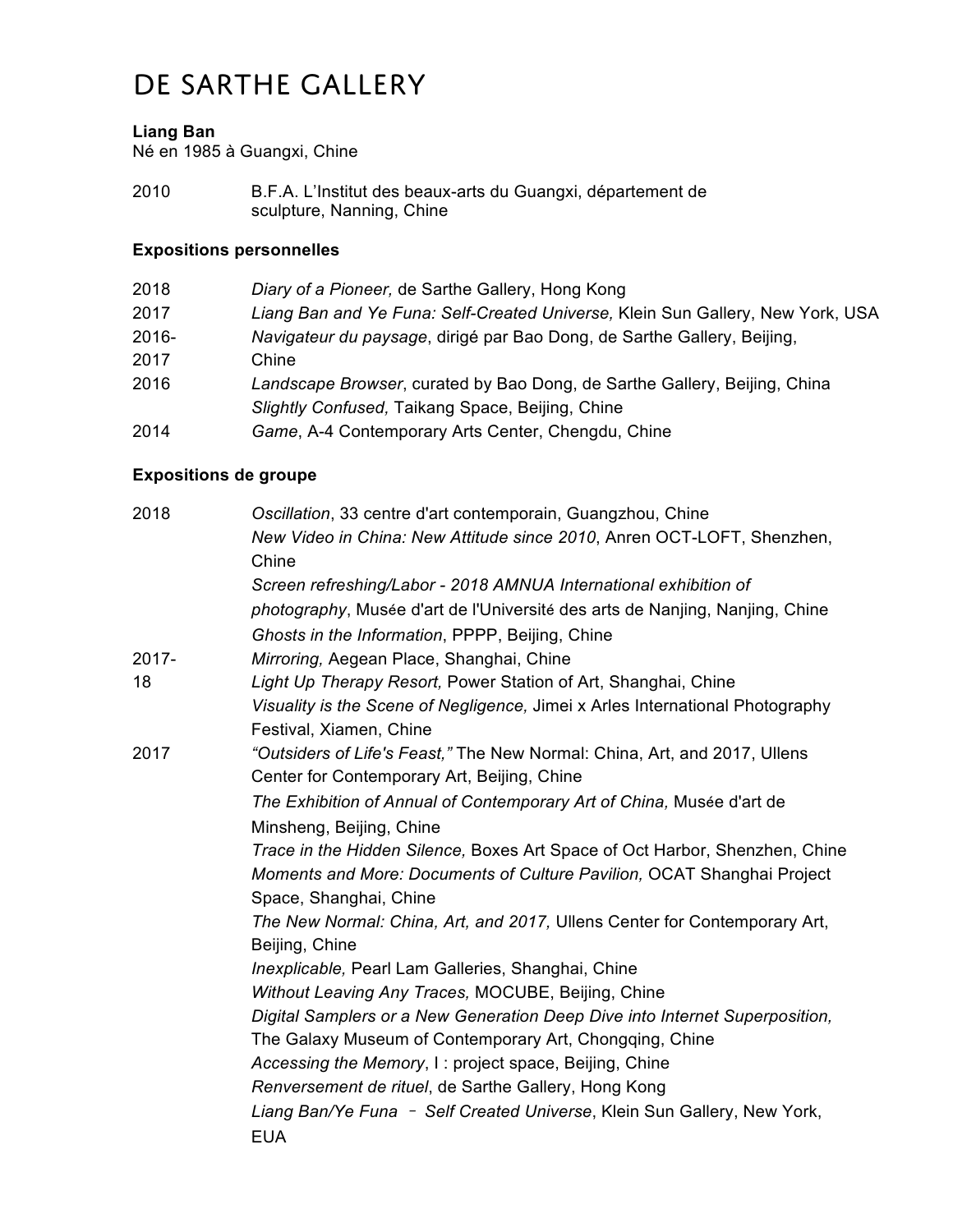# DE SARTHE GALLERY

**Liang Ban**
Né en 1985 à Guangxi, Chine

2010 B.F.A. L'Institut des beaux-arts du Guangxi, département de sculpture, Nanning, Chine

**Expositions personnelles**

2018 *Diary of a Pioneer,* de Sarthe Gallery, Hong Kong

2017 *Liang Ban and Ye Funa: Self-Created Universe,* Klein Sun Gallery, New York, USA

2016-2017 *Navigateur du paysage*, dirigé par Bao Dong, de Sarthe Gallery, Beijing, Chine

2016 *Landscape Browser*, curated by Bao Dong, de Sarthe Gallery, Beijing, China
*Slightly Confused,* Taikang Space, Beijing, Chine

2014 *Game*, A-4 Contemporary Arts Center, Chengdu, Chine

**Expositions de groupe**

2018 *Oscillation*, 33 centre d'art contemporain, Guangzhou, Chine
*New Video in China: New Attitude since 2010*, Anren OCT-LOFT, Shenzhen, Chine
*Screen refreshing/Labor - 2018 AMNUA International exhibition of photography*, Musée d'art de l'Université des arts de Nanjing, Nanjing, Chine
*Ghosts in the Information*, PPPP, Beijing, Chine

2017-18 *Mirroring,* Aegean Place, Shanghai, Chine
*Light Up Therapy Resort,* Power Station of Art, Shanghai, Chine
*Visuality is the Scene of Negligence,* Jimei x Arles International Photography Festival, Xiamen, Chine

2017 *"Outsiders of Life's Feast,"* The New Normal: China, Art, and 2017, Ullens Center for Contemporary Art, Beijing, Chine
*The Exhibition of Annual of Contemporary Art of China,* Musée d'art de Minsheng, Beijing, Chine
*Trace in the Hidden Silence,* Boxes Art Space of Oct Harbor, Shenzhen, Chine
*Moments and More: Documents of Culture Pavilion,* OCAT Shanghai Project Space, Shanghai, Chine
*The New Normal: China, Art, and 2017,* Ullens Center for Contemporary Art, Beijing, Chine
*Inexplicable,* Pearl Lam Galleries, Shanghai, Chine
*Without Leaving Any Traces,* MOCUBE, Beijing, Chine
*Digital Samplers or a New Generation Deep Dive into Internet Superposition,* The Galaxy Museum of Contemporary Art, Chongqing, Chine
*Accessing the Memory*, I : project space, Beijing, Chine
*Renversement de rituel*, de Sarthe Gallery, Hong Kong
*Liang Ban/Ye Funa – Self Created Universe*, Klein Sun Gallery, New York, EUA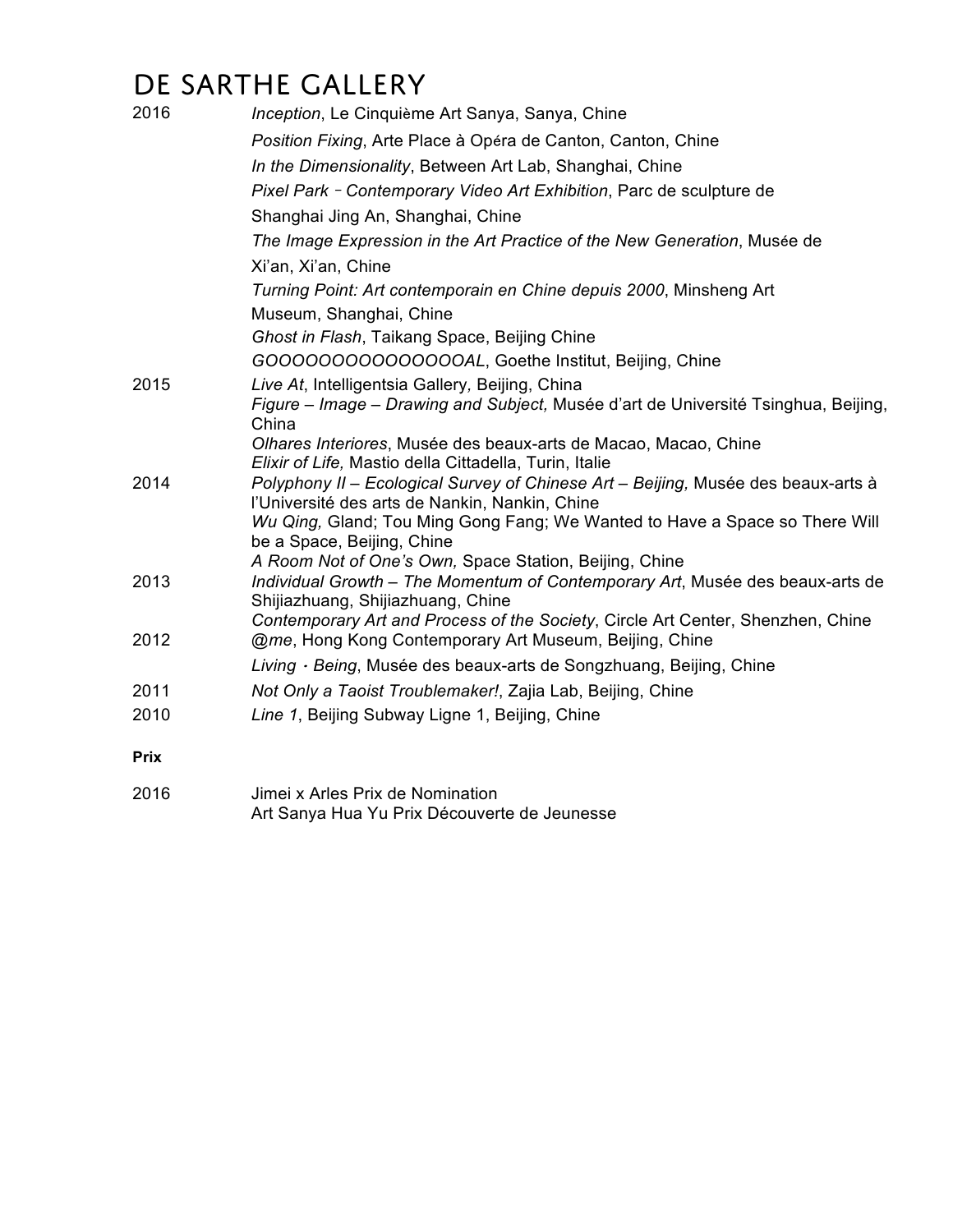# DE SARTHE GALLERY

| | |
|---|---|
| 2016 | *Inception*, Le Cinquième Art Sanya, Sanya, Chine |
| | *Position Fixing*, Arte Place à Opéra de Canton, Canton, Chine |
| | *In the Dimensionality*, Between Art Lab, Shanghai, Chine |
| | *Pixel Park* - *Contemporary Video Art Exhibition*, Parc de sculpture de Shanghai Jing An, Shanghai, Chine |
| | *The Image Expression in the Art Practice of the New Generation*, Musée de Xi'an, Xi'an, Chine |
| | *Turning Point: Art contemporain en Chine depuis 2000*, Minsheng Art Museum, Shanghai, Chine |
| | *Ghost in Flash*, Taikang Space, Beijing Chine |
| | *GOOOOOOOOOOOOOOAL*, Goethe Institut, Beijing, Chine |
| 2015 | *Live At*, Intelligentsia Gallery, Beijing, China |
| | *Figure – Image – Drawing and Subject,* Musée d'art de Université Tsinghua, Beijing, China |
| | *Olhares Interiores*, Musée des beaux-arts de Macao, Macao, Chine |
| | *Elixir of Life,* Mastio della Cittadella, Turin, Italie |
| 2014 | *Polyphony II – Ecological Survey of Chinese Art – Beijing,* Musée des beaux-arts à l'Université des arts de Nankin, Nankin, Chine |
| | *Wu Qing,* Gland; Tou Ming Gong Fang; We Wanted to Have a Space so There Will be a Space, Beijing, Chine |
| | *A Room Not of One's Own,* Space Station, Beijing, Chine |
| 2013 | *Individual Growth – The Momentum of Contemporary Art*, Musée des beaux-arts de Shijiazhuang, Shijiazhuang, Chine |
| | *Contemporary Art and Process of the Society*, Circle Art Center, Shenzhen, Chine |
| 2012 | *@me*, Hong Kong Contemporary Art Museum, Beijing, Chine |
| | *Living · Being*, Musée des beaux-arts de Songzhuang, Beijing, Chine |
| 2011 | *Not Only a Taoist Troublemaker!*, Zajia Lab, Beijing, Chine |
| 2010 | *Line 1*, Beijing Subway Ligne 1, Beijing, Chine |

**Prix**

| | |
|---|---|
| 2016 | Jimei x Arles Prix de Nomination |
| | Art Sanya Hua Yu Prix Découverte de Jeunesse |